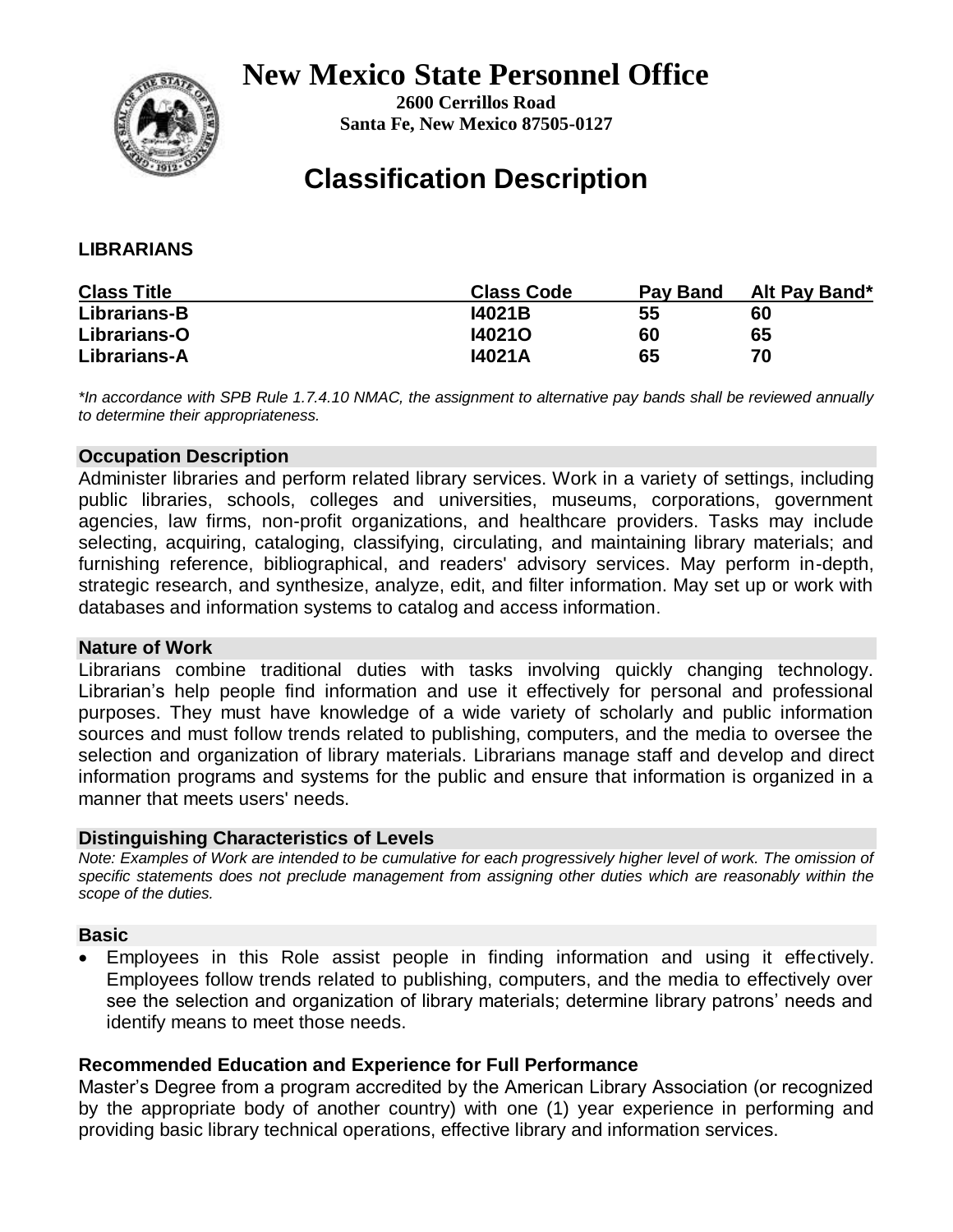# New Mexico State Personnel Office

**2600 Cerrillos Road**
**Santa Fe, New Mexico 87505-0127**

## Classification Description

**LIBRARIANS**

| Class Title | Class Code | Pay Band | Alt Pay Band* |
|---|---|---|---|
| **Librarians-B** | **I4021B** | **55** | **60** |
| **Librarians-O** | **I4021O** | **60** | **65** |
| **Librarians-A** | **I4021A** | **65** | **70** |

*\*In accordance with SPB Rule 1.7.4.10 NMAC, the assignment to alternative pay bands shall be reviewed annually to determine their appropriateness.*

### Occupation Description

Administer libraries and perform related library services. Work in a variety of settings, including public libraries, schools, colleges and universities, museums, corporations, government agencies, law firms, non-profit organizations, and healthcare providers. Tasks may include selecting, acquiring, cataloging, classifying, circulating, and maintaining library materials; and furnishing reference, bibliographical, and readers' advisory services. May perform in-depth, strategic research, and synthesize, analyze, edit, and filter information. May set up or work with databases and information systems to catalog and access information.

### Nature of Work

Librarians combine traditional duties with tasks involving quickly changing technology. Librarian's help people find information and use it effectively for personal and professional purposes. They must have knowledge of a wide variety of scholarly and public information sources and must follow trends related to publishing, computers, and the media to oversee the selection and organization of library materials. Librarians manage staff and develop and direct information programs and systems for the public and ensure that information is organized in a manner that meets users' needs.

### Distinguishing Characteristics of Levels

*Note: Examples of Work are intended to be cumulative for each progressively higher level of work. The omission of specific statements does not preclude management from assigning other duties which are reasonably within the scope of the duties.*

### Basic

- Employees in this Role assist people in finding information and using it effectively. Employees follow trends related to publishing, computers, and the media to effectively over see the selection and organization of library materials; determine library patrons' needs and identify means to meet those needs.

### Recommended Education and Experience for Full Performance

Master's Degree from a program accredited by the American Library Association (or recognized by the appropriate body of another country) with one (1) year experience in performing and providing basic library technical operations, effective library and information services.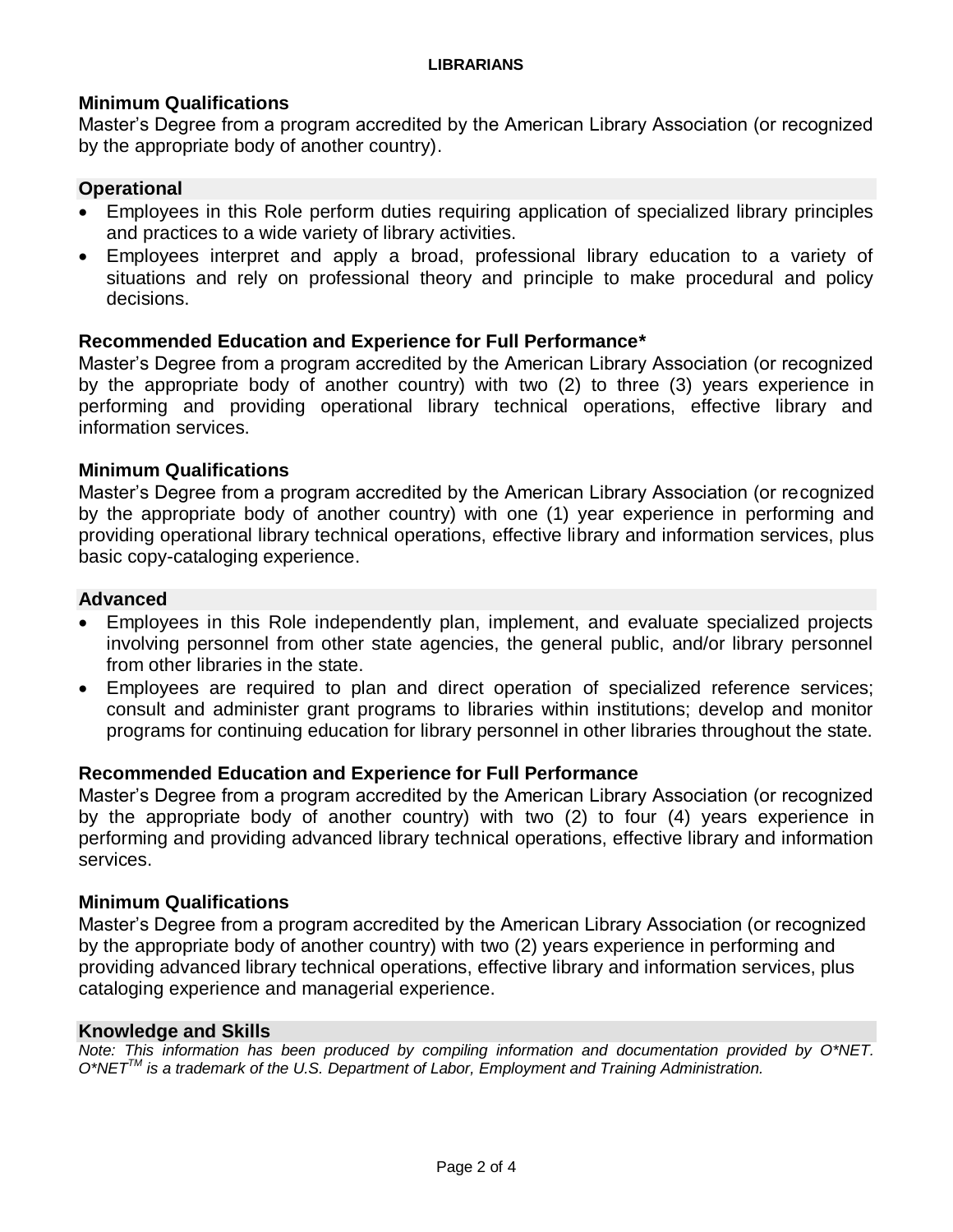### Minimum Qualifications

Master's Degree from a program accredited by the American Library Association (or recognized by the appropriate body of another country).

## Operational

- Employees in this Role perform duties requiring application of specialized library principles and practices to a wide variety of library activities.
- Employees interpret and apply a broad, professional library education to a variety of situations and rely on professional theory and principle to make procedural and policy decisions.

### Recommended Education and Experience for Full Performance*

Master's Degree from a program accredited by the American Library Association (or recognized by the appropriate body of another country) with two (2) to three (3) years experience in performing and providing operational library technical operations, effective library and information services.

### Minimum Qualifications

Master's Degree from a program accredited by the American Library Association (or recognized by the appropriate body of another country) with one (1) year experience in performing and providing operational library technical operations, effective library and information services, plus basic copy-cataloging experience.

## Advanced

- Employees in this Role independently plan, implement, and evaluate specialized projects involving personnel from other state agencies, the general public, and/or library personnel from other libraries in the state.
- Employees are required to plan and direct operation of specialized reference services; consult and administer grant programs to libraries within institutions; develop and monitor programs for continuing education for library personnel in other libraries throughout the state.

### Recommended Education and Experience for Full Performance

Master's Degree from a program accredited by the American Library Association (or recognized by the appropriate body of another country) with two (2) to four (4) years experience in performing and providing advanced library technical operations, effective library and information services.

### Minimum Qualifications

Master's Degree from a program accredited by the American Library Association (or recognized by the appropriate body of another country) with two (2) years experience in performing and providing advanced library technical operations, effective library and information services, plus cataloging experience and managerial experience.

## Knowledge and Skills

*Note: This information has been produced by compiling information and documentation provided by O*NET. O*NET™ is a trademark of the U.S. Department of Labor, Employment and Training Administration.*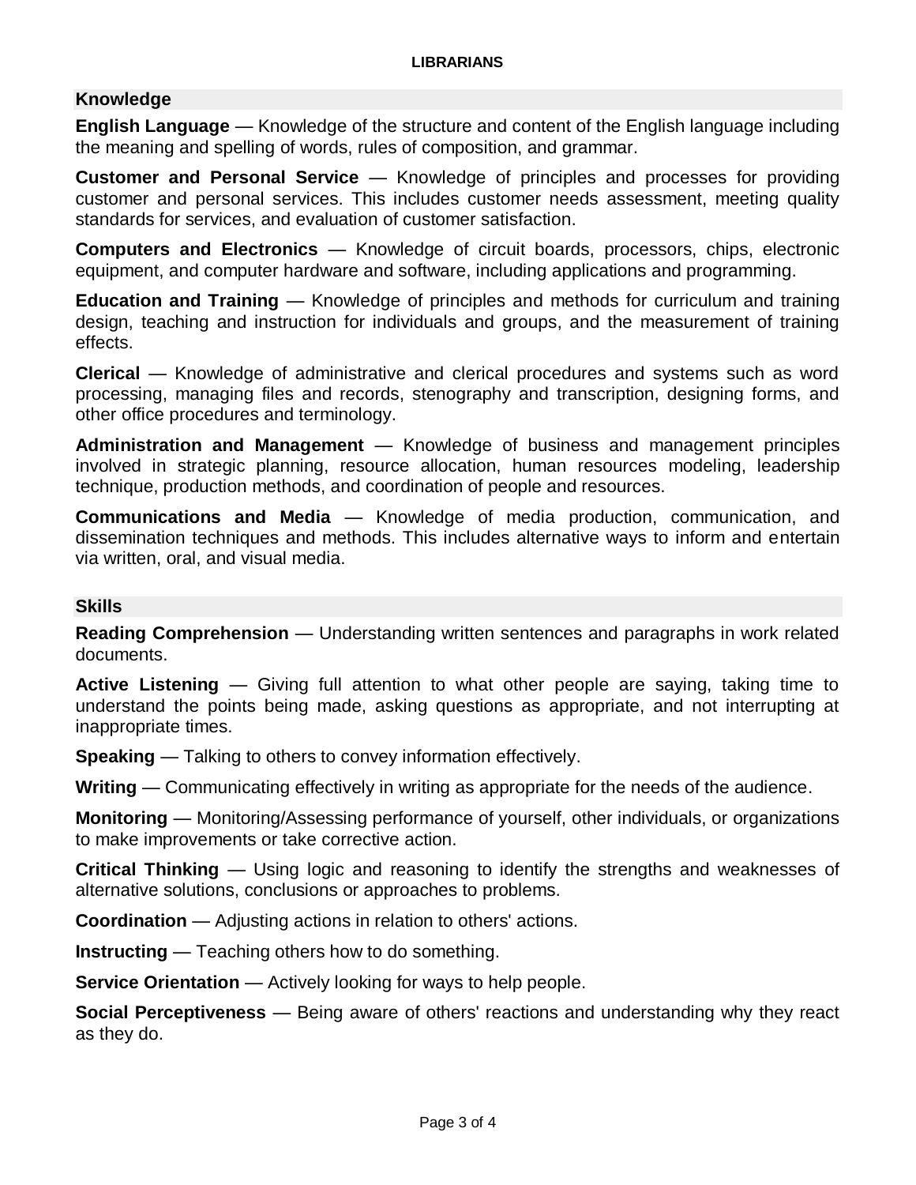## Knowledge

**English Language** — Knowledge of the structure and content of the English language including the meaning and spelling of words, rules of composition, and grammar.

**Customer and Personal Service** — Knowledge of principles and processes for providing customer and personal services. This includes customer needs assessment, meeting quality standards for services, and evaluation of customer satisfaction.

**Computers and Electronics** — Knowledge of circuit boards, processors, chips, electronic equipment, and computer hardware and software, including applications and programming.

**Education and Training** — Knowledge of principles and methods for curriculum and training design, teaching and instruction for individuals and groups, and the measurement of training effects.

**Clerical** — Knowledge of administrative and clerical procedures and systems such as word processing, managing files and records, stenography and transcription, designing forms, and other office procedures and terminology.

**Administration and Management** — Knowledge of business and management principles involved in strategic planning, resource allocation, human resources modeling, leadership technique, production methods, and coordination of people and resources.

**Communications and Media** — Knowledge of media production, communication, and dissemination techniques and methods. This includes alternative ways to inform and entertain via written, oral, and visual media.

## Skills

**Reading Comprehension** — Understanding written sentences and paragraphs in work related documents.

**Active Listening** — Giving full attention to what other people are saying, taking time to understand the points being made, asking questions as appropriate, and not interrupting at inappropriate times.

**Speaking** — Talking to others to convey information effectively.

**Writing** — Communicating effectively in writing as appropriate for the needs of the audience.

**Monitoring** — Monitoring/Assessing performance of yourself, other individuals, or organizations to make improvements or take corrective action.

**Critical Thinking** — Using logic and reasoning to identify the strengths and weaknesses of alternative solutions, conclusions or approaches to problems.

**Coordination** — Adjusting actions in relation to others' actions.

**Instructing** — Teaching others how to do something.

**Service Orientation** — Actively looking for ways to help people.

**Social Perceptiveness** — Being aware of others' reactions and understanding why they react as they do.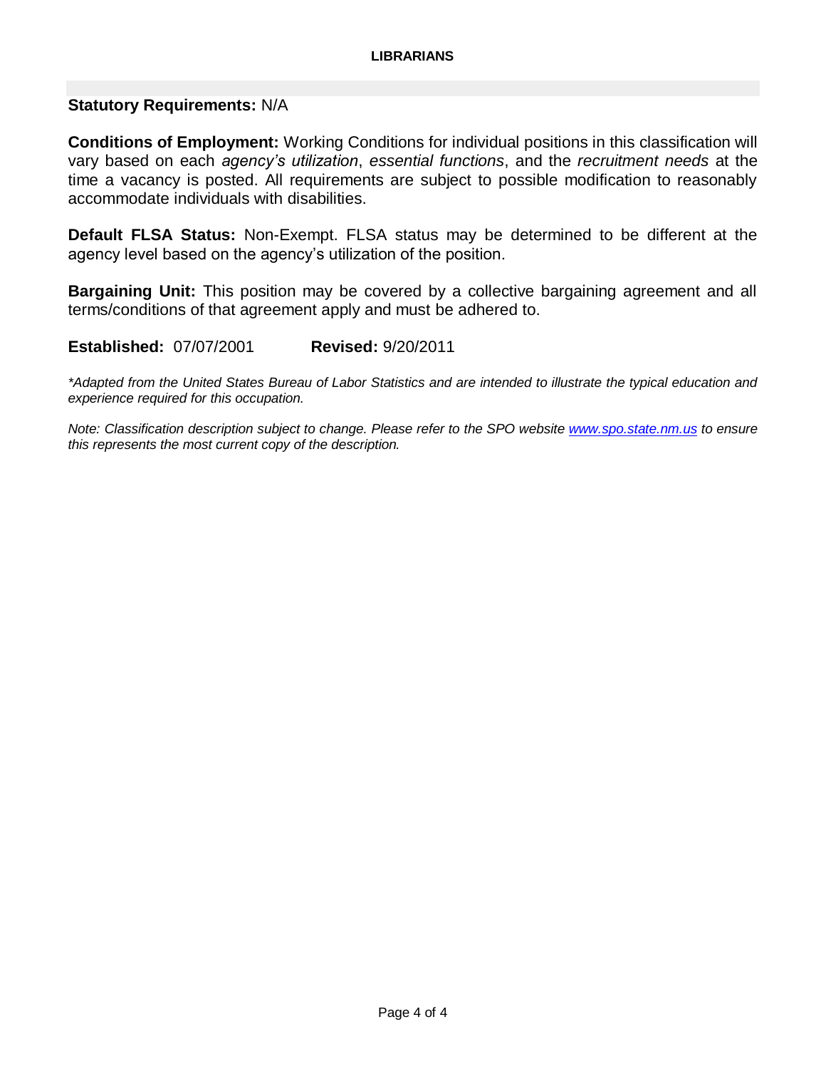**Statutory Requirements:** N/A

**Conditions of Employment:** Working Conditions for individual positions in this classification will vary based on each *agency's utilization*, *essential functions*, and the *recruitment needs* at the time a vacancy is posted. All requirements are subject to possible modification to reasonably accommodate individuals with disabilities.

**Default FLSA Status:** Non-Exempt. FLSA status may be determined to be different at the agency level based on the agency's utilization of the position.

**Bargaining Unit:** This position may be covered by a collective bargaining agreement and all terms/conditions of that agreement apply and must be adhered to.

**Established:** 07/07/2001 **Revised:** 9/20/2011

*\*Adapted from the United States Bureau of Labor Statistics and are intended to illustrate the typical education and experience required for this occupation.*

*Note: Classification description subject to change. Please refer to the SPO website [www.spo.state.nm.us](http://www.spo.state.nm.us) to ensure this represents the most current copy of the description.*